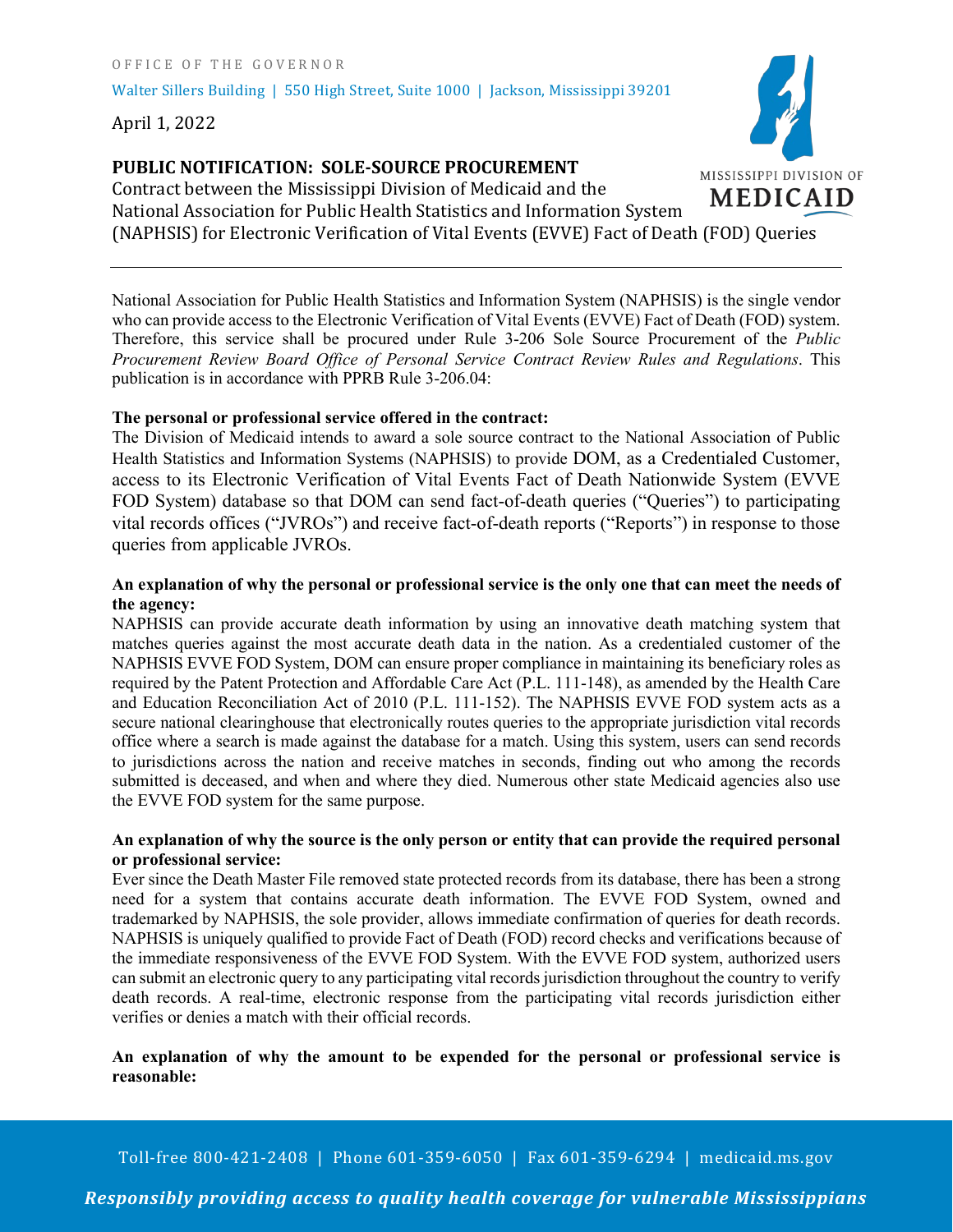OFFICE OF THE GOVERNOR

Walter Sillers Building | 550 High Street, Suite 1000 | Jackson, Mississippi 39201

April 1, 2022

MISSISSIPPI DIVISION OF **MEDICAID**

**PUBLIC NOTIFICATION: SOLE-SOURCE PROCUREMENT**

Contract between the Mississippi Division of Medicaid and the National Association for Public Health Statistics and Information System (NAPHSIS) for Electronic Verification of Vital Events (EVVE) Fact of Death (FOD) Queries

---

National Association for Public Health Statistics and Information System (NAPHSIS) is the single vendor who can provide access to the Electronic Verification of Vital Events (EVVE) Fact of Death (FOD) system. Therefore, this service shall be procured under Rule 3-206 Sole Source Procurement of the *Public Procurement Review Board Office of Personal Service Contract Review Rules and Regulations*. This publication is in accordance with PPRB Rule 3-206.04:

**The personal or professional service offered in the contract:**

The Division of Medicaid intends to award a sole source contract to the National Association of Public Health Statistics and Information Systems (NAPHSIS) to provide DOM, as a Credentialed Customer, access to its Electronic Verification of Vital Events Fact of Death Nationwide System (EVVE FOD System) database so that DOM can send fact-of-death queries ("Queries") to participating vital records offices ("JVROs") and receive fact-of-death reports ("Reports") in response to those queries from applicable JVROs.

**An explanation of why the personal or professional service is the only one that can meet the needs of the agency:**

NAPHSIS can provide accurate death information by using an innovative death matching system that matches queries against the most accurate death data in the nation. As a credentialed customer of the NAPHSIS EVVE FOD System, DOM can ensure proper compliance in maintaining its beneficiary roles as required by the Patent Protection and Affordable Care Act (P.L. 111-148), as amended by the Health Care and Education Reconciliation Act of 2010 (P.L. 111-152). The NAPHSIS EVVE FOD system acts as a secure national clearinghouse that electronically routes queries to the appropriate jurisdiction vital records office where a search is made against the database for a match. Using this system, users can send records to jurisdictions across the nation and receive matches in seconds, finding out who among the records submitted is deceased, and when and where they died. Numerous other state Medicaid agencies also use the EVVE FOD system for the same purpose.

**An explanation of why the source is the only person or entity that can provide the required personal or professional service:**

Ever since the Death Master File removed state protected records from its database, there has been a strong need for a system that contains accurate death information. The EVVE FOD System, owned and trademarked by NAPHSIS, the sole provider, allows immediate confirmation of queries for death records. NAPHSIS is uniquely qualified to provide Fact of Death (FOD) record checks and verifications because of the immediate responsiveness of the EVVE FOD System. With the EVVE FOD system, authorized users can submit an electronic query to any participating vital records jurisdiction throughout the country to verify death records. A real-time, electronic response from the participating vital records jurisdiction either verifies or denies a match with their official records.

**An explanation of why the amount to be expended for the personal or professional service is reasonable:**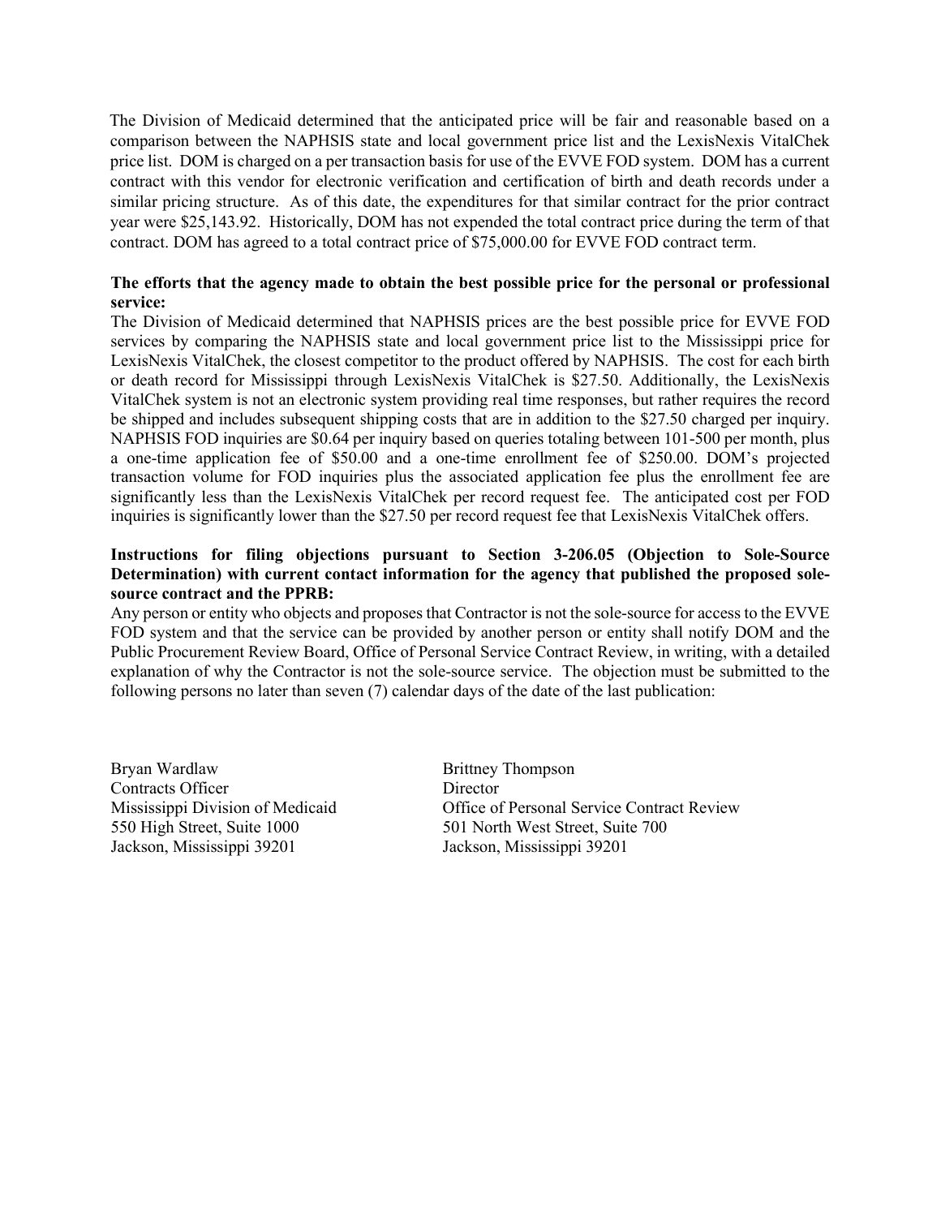The Division of Medicaid determined that the anticipated price will be fair and reasonable based on a comparison between the NAPHSIS state and local government price list and the LexisNexis VitalChek price list. DOM is charged on a per transaction basis for use of the EVVE FOD system. DOM has a current contract with this vendor for electronic verification and certification of birth and death records under a similar pricing structure. As of this date, the expenditures for that similar contract for the prior contract year were $25,143.92. Historically, DOM has not expended the total contract price during the term of that contract. DOM has agreed to a total contract price of $75,000.00 for EVVE FOD contract term.

**The efforts that the agency made to obtain the best possible price for the personal or professional service:**

The Division of Medicaid determined that NAPHSIS prices are the best possible price for EVVE FOD services by comparing the NAPHSIS state and local government price list to the Mississippi price for LexisNexis VitalChek, the closest competitor to the product offered by NAPHSIS. The cost for each birth or death record for Mississippi through LexisNexis VitalChek is $27.50. Additionally, the LexisNexis VitalChek system is not an electronic system providing real time responses, but rather requires the record be shipped and includes subsequent shipping costs that are in addition to the $27.50 charged per inquiry. NAPHSIS FOD inquiries are $0.64 per inquiry based on queries totaling between 101-500 per month, plus a one-time application fee of $50.00 and a one-time enrollment fee of $250.00. DOM's projected transaction volume for FOD inquiries plus the associated application fee plus the enrollment fee are significantly less than the LexisNexis VitalChek per record request fee. The anticipated cost per FOD inquiries is significantly lower than the $27.50 per record request fee that LexisNexis VitalChek offers.

**Instructions for filing objections pursuant to Section 3-206.05 (Objection to Sole-Source Determination) with current contact information for the agency that published the proposed sole-source contract and the PPRB:**

Any person or entity who objects and proposes that Contractor is not the sole-source for access to the EVVE FOD system and that the service can be provided by another person or entity shall notify DOM and the Public Procurement Review Board, Office of Personal Service Contract Review, in writing, with a detailed explanation of why the Contractor is not the sole-source service. The objection must be submitted to the following persons no later than seven (7) calendar days of the date of the last publication:

Bryan Wardlaw
Contracts Officer
Mississippi Division of Medicaid
550 High Street, Suite 1000
Jackson, Mississippi 39201

Brittney Thompson
Director
Office of Personal Service Contract Review
501 North West Street, Suite 700
Jackson, Mississippi 39201